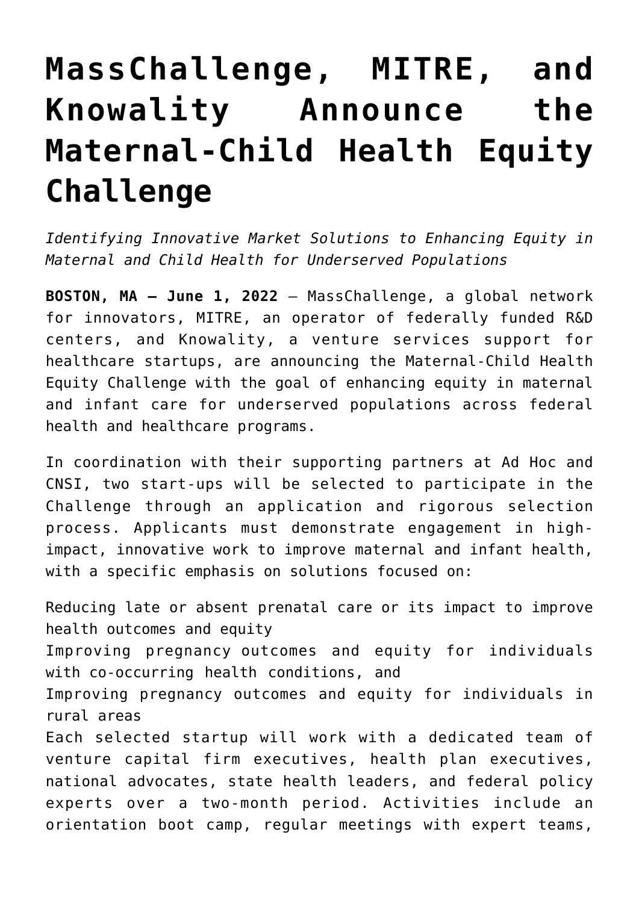# MassChallenge, MITRE, and Knowality Announce the Maternal-Child Health Equity Challenge

*Identifying Innovative Market Solutions to Enhancing Equity in Maternal and Child Health for Underserved Populations*

**BOSTON, MA – June 1, 2022** – MassChallenge, a global network for innovators, MITRE, an operator of federally funded R&D centers, and Knowality, a venture services support for healthcare startups, are announcing the Maternal-Child Health Equity Challenge with the goal of enhancing equity in maternal and infant care for underserved populations across federal health and healthcare programs.

In coordination with their supporting partners at Ad Hoc and CNSI, two start-ups will be selected to participate in the Challenge through an application and rigorous selection process. Applicants must demonstrate engagement in high-impact, innovative work to improve maternal and infant health, with a specific emphasis on solutions focused on:

- Reducing late or absent prenatal care or its impact to improve health outcomes and equity
- Improving pregnancy outcomes and equity for individuals with co-occurring health conditions, and
- Improving pregnancy outcomes and equity for individuals in rural areas

Each selected startup will work with a dedicated team of venture capital firm executives, health plan executives, national advocates, state health leaders, and federal policy experts over a two-month period. Activities include an orientation boot camp, regular meetings with expert teams,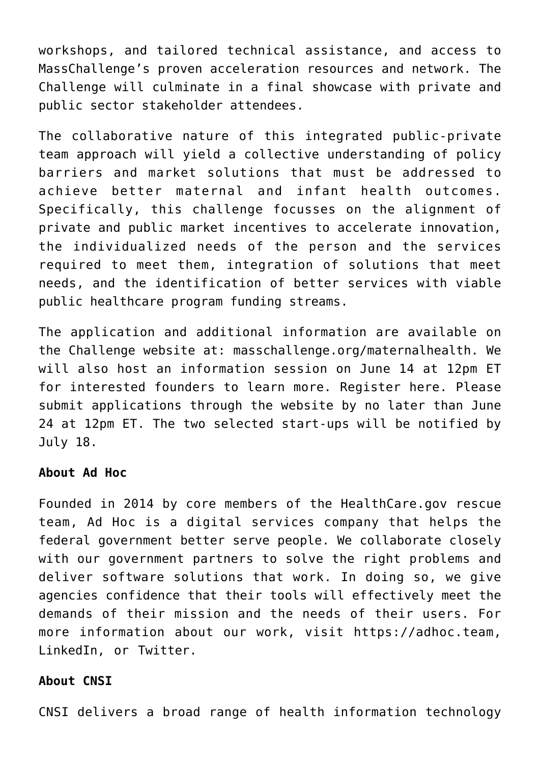workshops, and tailored technical assistance, and access to MassChallenge's proven acceleration resources and network. The Challenge will culminate in a final showcase with private and public sector stakeholder attendees.

The collaborative nature of this integrated public-private team approach will yield a collective understanding of policy barriers and market solutions that must be addressed to achieve better maternal and infant health outcomes. Specifically, this challenge focusses on the alignment of private and public market incentives to accelerate innovation, the individualized needs of the person and the services required to meet them, integration of solutions that meet needs, and the identification of better services with viable public healthcare program funding streams.

The application and additional information are available on the Challenge website at: masschallenge.org/maternalhealth. We will also host an information session on June 14 at 12pm ET for interested founders to learn more. Register here. Please submit applications through the website by no later than June 24 at 12pm ET. The two selected start-ups will be notified by July 18.

**About Ad Hoc**

Founded in 2014 by core members of the HealthCare.gov rescue team, Ad Hoc is a digital services company that helps the federal government better serve people. We collaborate closely with our government partners to solve the right problems and deliver software solutions that work. In doing so, we give agencies confidence that their tools will effectively meet the demands of their mission and the needs of their users. For more information about our work, visit https://adhoc.team, LinkedIn, or Twitter.

**About CNSI**

CNSI delivers a broad range of health information technology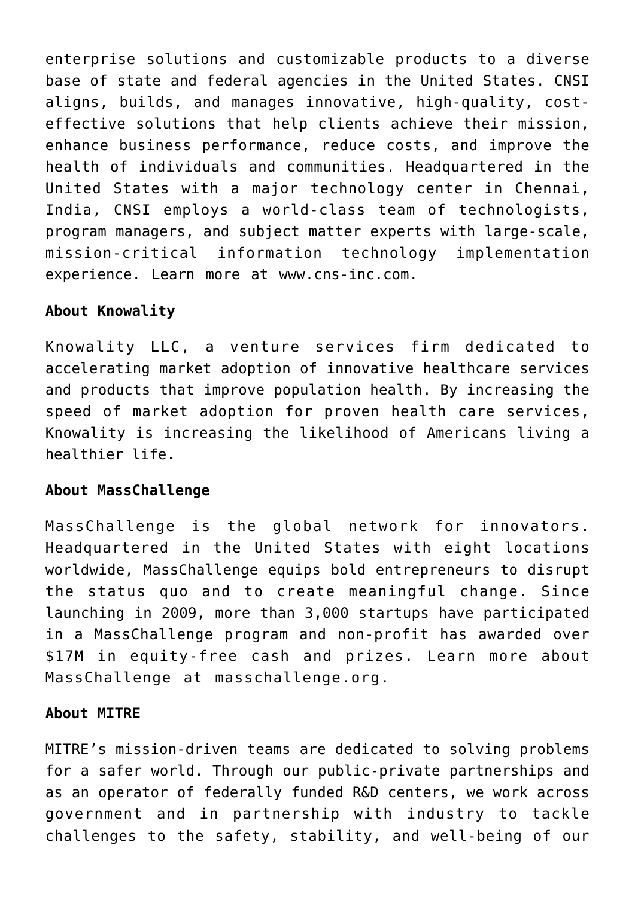enterprise solutions and customizable products to a diverse base of state and federal agencies in the United States. CNSI aligns, builds, and manages innovative, high-quality, cost-effective solutions that help clients achieve their mission, enhance business performance, reduce costs, and improve the health of individuals and communities. Headquartered in the United States with a major technology center in Chennai, India, CNSI employs a world-class team of technologists, program managers, and subject matter experts with large-scale, mission-critical information technology implementation experience. Learn more at www.cns-inc.com.

**About Knowality**

Knowality LLC, a venture services firm dedicated to accelerating market adoption of innovative healthcare services and products that improve population health. By increasing the speed of market adoption for proven health care services, Knowality is increasing the likelihood of Americans living a healthier life.

**About MassChallenge**

MassChallenge is the global network for innovators. Headquartered in the United States with eight locations worldwide, MassChallenge equips bold entrepreneurs to disrupt the status quo and to create meaningful change. Since launching in 2009, more than 3,000 startups have participated in a MassChallenge program and non-profit has awarded over $17M in equity-free cash and prizes. Learn more about MassChallenge at masschallenge.org.

**About MITRE**

MITRE's mission-driven teams are dedicated to solving problems for a safer world. Through our public-private partnerships and as an operator of federally funded R&D centers, we work across government and in partnership with industry to tackle challenges to the safety, stability, and well-being of our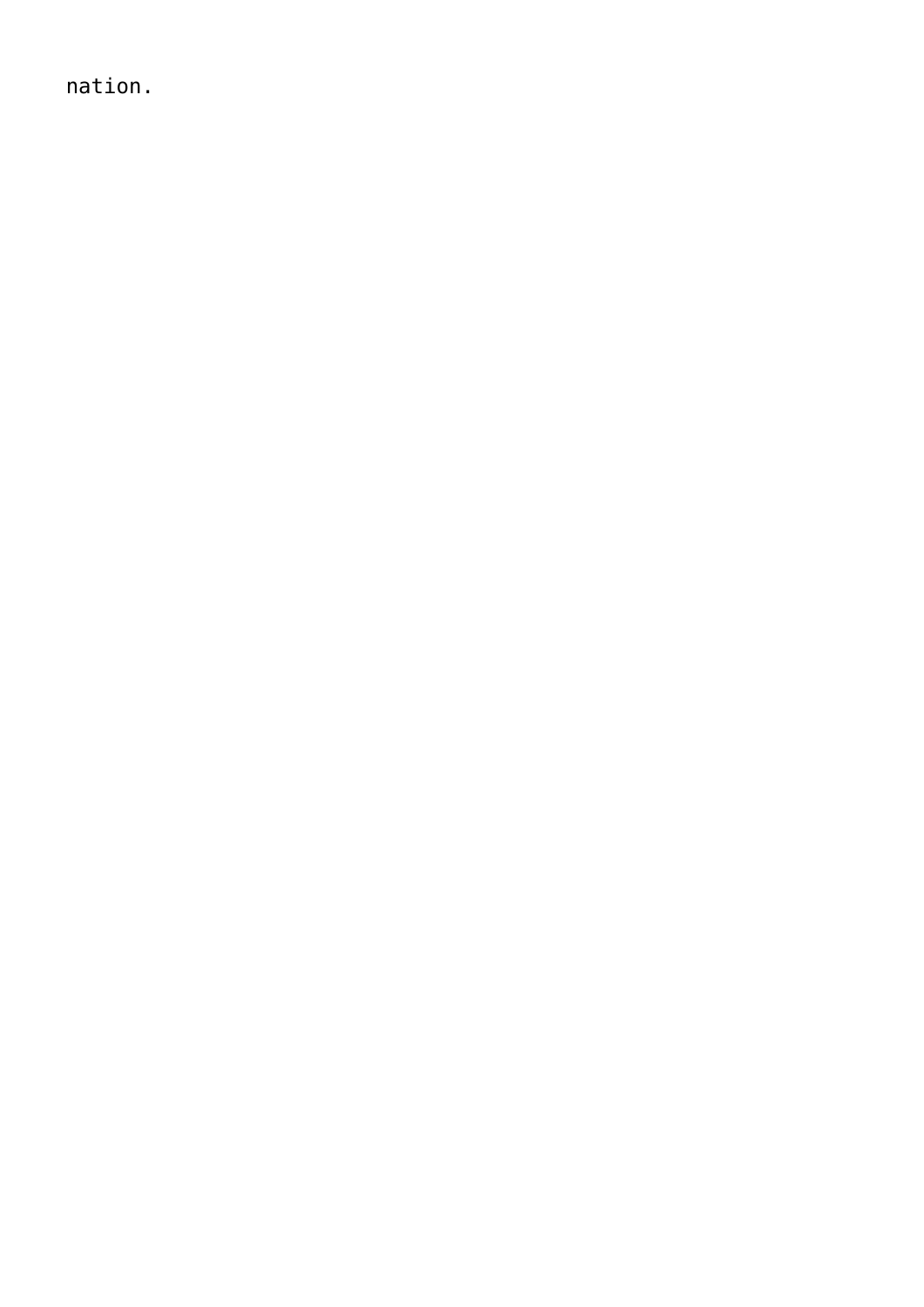nation.